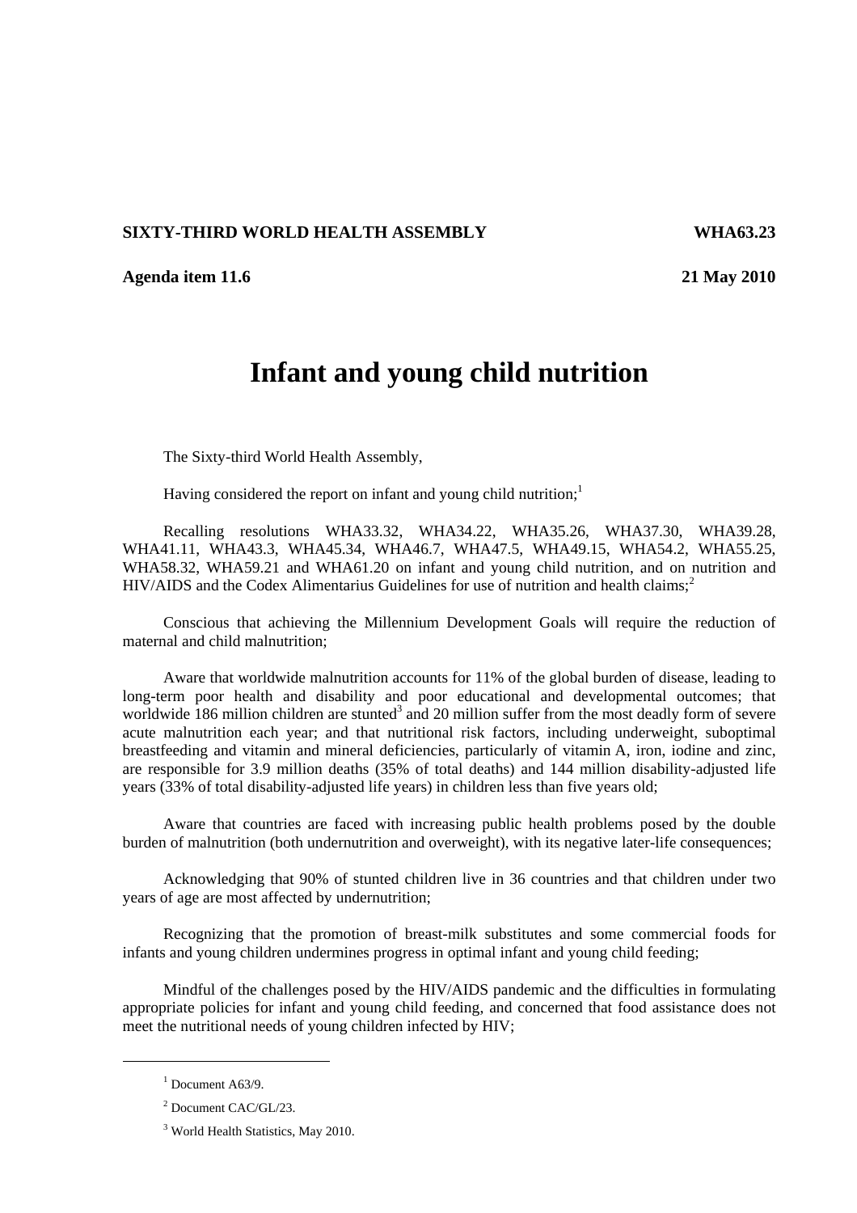**SIXTY-THIRD WORLD HEALTH ASSEMBLY** **WHA63.23**

**Agenda item 11.6** **21 May 2010**

# Infant and young child nutrition

The Sixty-third World Health Assembly,

Having considered the report on infant and young child nutrition;[1]

Recalling resolutions WHA33.32, WHA34.22, WHA35.26, WHA37.30, WHA39.28, WHA41.11, WHA43.3, WHA45.34, WHA46.7, WHA47.5, WHA49.15, WHA54.2, WHA55.25, WHA58.32, WHA59.21 and WHA61.20 on infant and young child nutrition, and on nutrition and HIV/AIDS and the Codex Alimentarius Guidelines for use of nutrition and health claims;[2]

Conscious that achieving the Millennium Development Goals will require the reduction of maternal and child malnutrition;

Aware that worldwide malnutrition accounts for 11% of the global burden of disease, leading to long-term poor health and disability and poor educational and developmental outcomes; that worldwide 186 million children are stunted[3] and 20 million suffer from the most deadly form of severe acute malnutrition each year; and that nutritional risk factors, including underweight, suboptimal breastfeeding and vitamin and mineral deficiencies, particularly of vitamin A, iron, iodine and zinc, are responsible for 3.9 million deaths (35% of total deaths) and 144 million disability-adjusted life years (33% of total disability-adjusted life years) in children less than five years old;

Aware that countries are faced with increasing public health problems posed by the double burden of malnutrition (both undernutrition and overweight), with its negative later-life consequences;

Acknowledging that 90% of stunted children live in 36 countries and that children under two years of age are most affected by undernutrition;

Recognizing that the promotion of breast-milk substitutes and some commercial foods for infants and young children undermines progress in optimal infant and young child feeding;

Mindful of the challenges posed by the HIV/AIDS pandemic and the difficulties in formulating appropriate policies for infant and young child feeding, and concerned that food assistance does not meet the nutritional needs of young children infected by HIV;

---

[1] Document A63/9.

[2] Document CAC/GL/23.

[3] World Health Statistics, May 2010.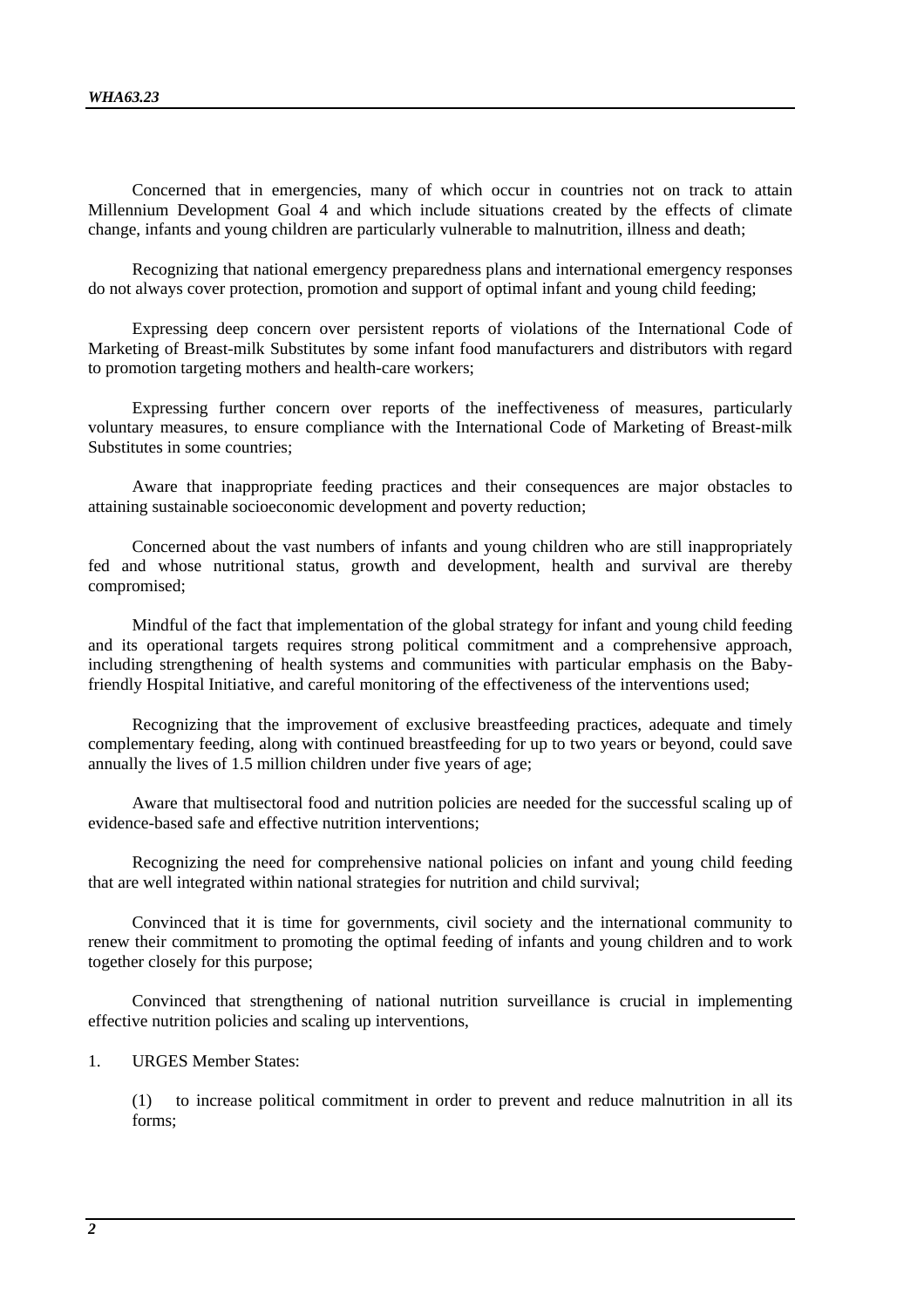Concerned that in emergencies, many of which occur in countries not on track to attain Millennium Development Goal 4 and which include situations created by the effects of climate change, infants and young children are particularly vulnerable to malnutrition, illness and death;

Recognizing that national emergency preparedness plans and international emergency responses do not always cover protection, promotion and support of optimal infant and young child feeding;

Expressing deep concern over persistent reports of violations of the International Code of Marketing of Breast-milk Substitutes by some infant food manufacturers and distributors with regard to promotion targeting mothers and health-care workers;

Expressing further concern over reports of the ineffectiveness of measures, particularly voluntary measures, to ensure compliance with the International Code of Marketing of Breast-milk Substitutes in some countries;

Aware that inappropriate feeding practices and their consequences are major obstacles to attaining sustainable socioeconomic development and poverty reduction;

Concerned about the vast numbers of infants and young children who are still inappropriately fed and whose nutritional status, growth and development, health and survival are thereby compromised;

Mindful of the fact that implementation of the global strategy for infant and young child feeding and its operational targets requires strong political commitment and a comprehensive approach, including strengthening of health systems and communities with particular emphasis on the Baby-friendly Hospital Initiative, and careful monitoring of the effectiveness of the interventions used;

Recognizing that the improvement of exclusive breastfeeding practices, adequate and timely complementary feeding, along with continued breastfeeding for up to two years or beyond, could save annually the lives of 1.5 million children under five years of age;

Aware that multisectoral food and nutrition policies are needed for the successful scaling up of evidence-based safe and effective nutrition interventions;

Recognizing the need for comprehensive national policies on infant and young child feeding that are well integrated within national strategies for nutrition and child survival;

Convinced that it is time for governments, civil society and the international community to renew their commitment to promoting the optimal feeding of infants and young children and to work together closely for this purpose;

Convinced that strengthening of national nutrition surveillance is crucial in implementing effective nutrition policies and scaling up interventions,

1. URGES Member States:

(1) to increase political commitment in order to prevent and reduce malnutrition in all its forms;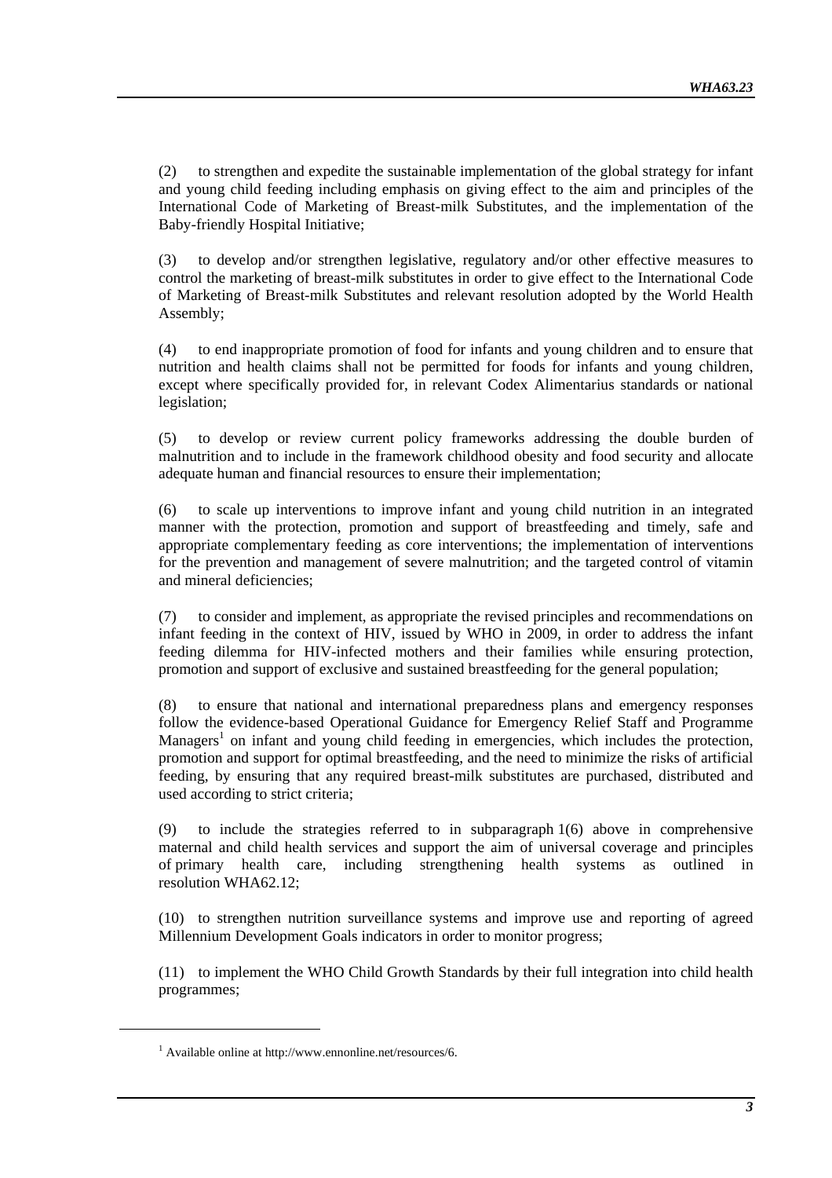(2) to strengthen and expedite the sustainable implementation of the global strategy for infant and young child feeding including emphasis on giving effect to the aim and principles of the International Code of Marketing of Breast-milk Substitutes, and the implementation of the Baby-friendly Hospital Initiative;

(3) to develop and/or strengthen legislative, regulatory and/or other effective measures to control the marketing of breast-milk substitutes in order to give effect to the International Code of Marketing of Breast-milk Substitutes and relevant resolution adopted by the World Health Assembly;

(4) to end inappropriate promotion of food for infants and young children and to ensure that nutrition and health claims shall not be permitted for foods for infants and young children, except where specifically provided for, in relevant Codex Alimentarius standards or national legislation;

(5) to develop or review current policy frameworks addressing the double burden of malnutrition and to include in the framework childhood obesity and food security and allocate adequate human and financial resources to ensure their implementation;

(6) to scale up interventions to improve infant and young child nutrition in an integrated manner with the protection, promotion and support of breastfeeding and timely, safe and appropriate complementary feeding as core interventions; the implementation of interventions for the prevention and management of severe malnutrition; and the targeted control of vitamin and mineral deficiencies;

(7) to consider and implement, as appropriate the revised principles and recommendations on infant feeding in the context of HIV, issued by WHO in 2009, in order to address the infant feeding dilemma for HIV-infected mothers and their families while ensuring protection, promotion and support of exclusive and sustained breastfeeding for the general population;

(8) to ensure that national and international preparedness plans and emergency responses follow the evidence-based Operational Guidance for Emergency Relief Staff and Programme Managers[1] on infant and young child feeding in emergencies, which includes the protection, promotion and support for optimal breastfeeding, and the need to minimize the risks of artificial feeding, by ensuring that any required breast-milk substitutes are purchased, distributed and used according to strict criteria;

(9) to include the strategies referred to in subparagraph 1(6) above in comprehensive maternal and child health services and support the aim of universal coverage and principles of primary health care, including strengthening health systems as outlined in resolution WHA62.12;

(10) to strengthen nutrition surveillance systems and improve use and reporting of agreed Millennium Development Goals indicators in order to monitor progress;

(11) to implement the WHO Child Growth Standards by their full integration into child health programmes;

[1] Available online at http://www.ennonline.net/resources/6.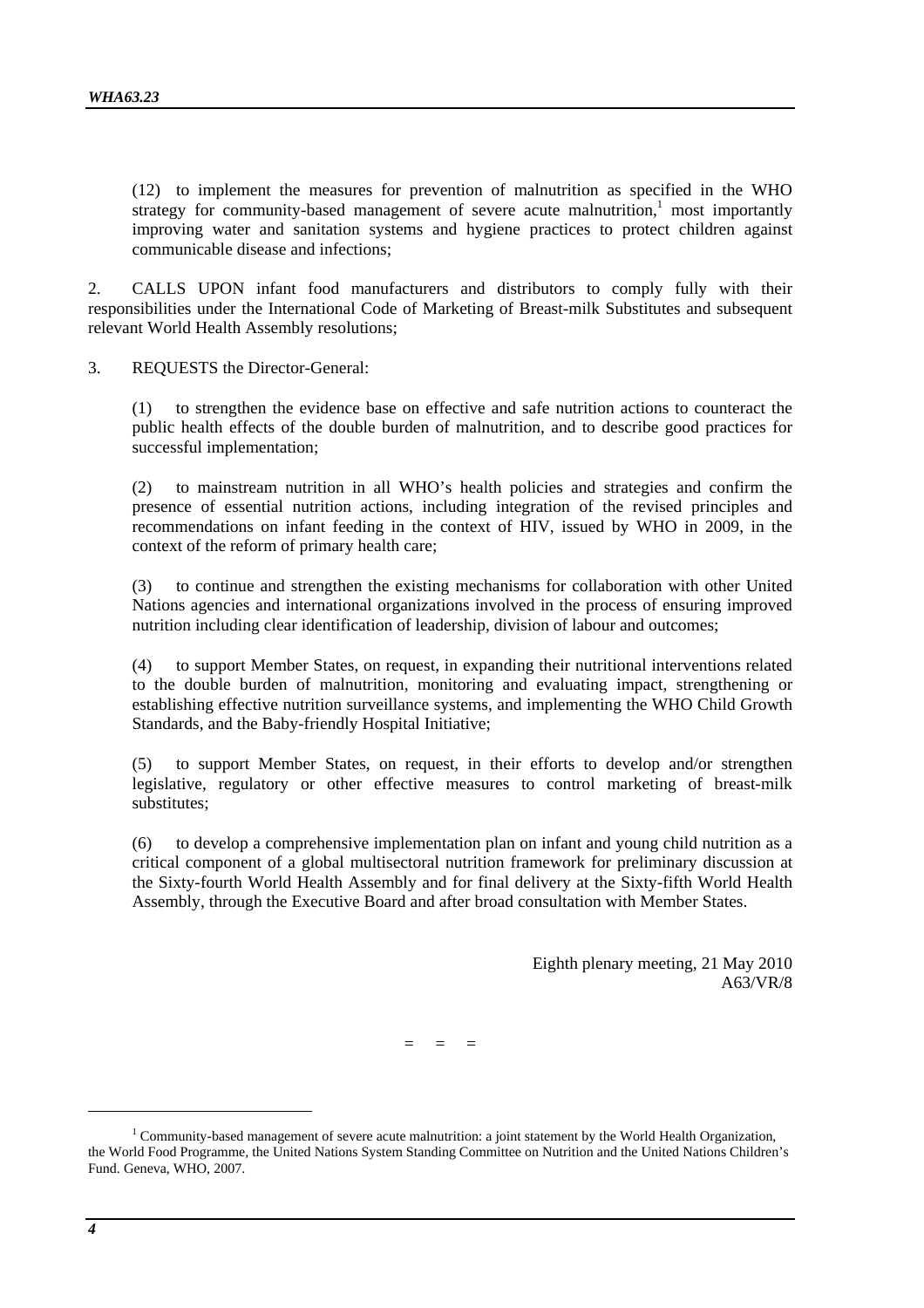(12) to implement the measures for prevention of malnutrition as specified in the WHO strategy for community-based management of severe acute malnutrition,[1] most importantly improving water and sanitation systems and hygiene practices to protect children against communicable disease and infections;

2. CALLS UPON infant food manufacturers and distributors to comply fully with their responsibilities under the International Code of Marketing of Breast-milk Substitutes and subsequent relevant World Health Assembly resolutions;

3. REQUESTS the Director-General:

(1) to strengthen the evidence base on effective and safe nutrition actions to counteract the public health effects of the double burden of malnutrition, and to describe good practices for successful implementation;

(2) to mainstream nutrition in all WHO's health policies and strategies and confirm the presence of essential nutrition actions, including integration of the revised principles and recommendations on infant feeding in the context of HIV, issued by WHO in 2009, in the context of the reform of primary health care;

(3) to continue and strengthen the existing mechanisms for collaboration with other United Nations agencies and international organizations involved in the process of ensuring improved nutrition including clear identification of leadership, division of labour and outcomes;

(4) to support Member States, on request, in expanding their nutritional interventions related to the double burden of malnutrition, monitoring and evaluating impact, strengthening or establishing effective nutrition surveillance systems, and implementing the WHO Child Growth Standards, and the Baby-friendly Hospital Initiative;

(5) to support Member States, on request, in their efforts to develop and/or strengthen legislative, regulatory or other effective measures to control marketing of breast-milk substitutes;

(6) to develop a comprehensive implementation plan on infant and young child nutrition as a critical component of a global multisectoral nutrition framework for preliminary discussion at the Sixty-fourth World Health Assembly and for final delivery at the Sixty-fifth World Health Assembly, through the Executive Board and after broad consultation with Member States.

Eighth plenary meeting, 21 May 2010
A63/VR/8

= = =

[1] Community-based management of severe acute malnutrition: a joint statement by the World Health Organization, the World Food Programme, the United Nations System Standing Committee on Nutrition and the United Nations Children's Fund. Geneva, WHO, 2007.